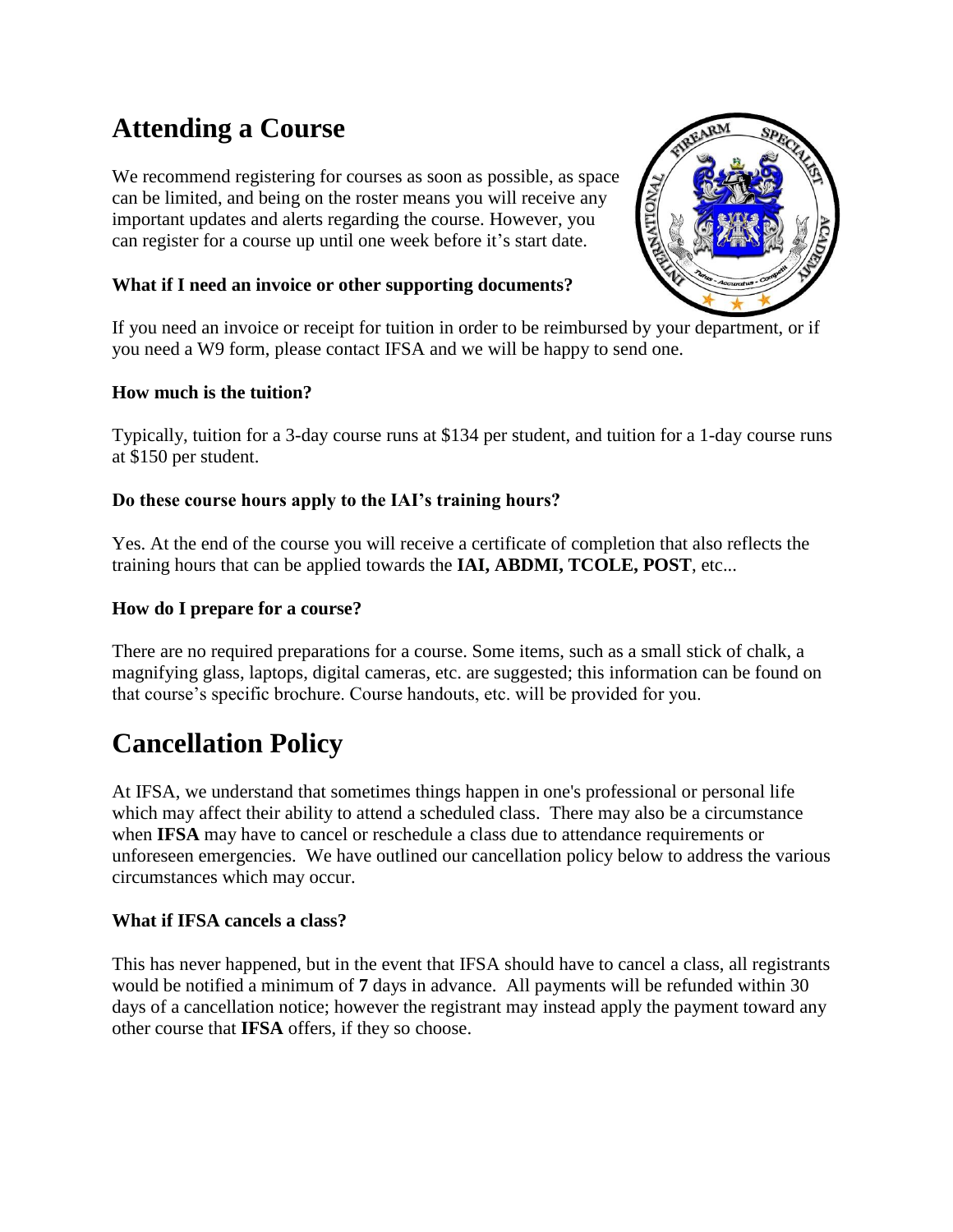# Attending a Course

We recommend registering for courses as soon as possible, as space can be limited, and being on the roster means you will receive any important updates and alerts regarding the course. However, you can register for a course up until one week before it's start date.

### What if I need an invoice or other supporting documents?

If you need an invoice or receipt for tuition in order to be reimbursed by your department, or if you need a W9 form, please contact IFSA and we will be happy to send one.

### How much is the tuition?

Typically, tuition for a 3-day course runs at $134 per student, and tuition for a 1-day course runs at $150 per student.

### Do these course hours apply to the IAI's training hours?

Yes. At the end of the course you will receive a certificate of completion that also reflects the training hours that can be applied towards the **IAI, ABDMI, TCOLE, POST**, etc...

### How do I prepare for a course?

There are no required preparations for a course. Some items, such as a small stick of chalk, a magnifying glass, laptops, digital cameras, etc. are suggested; this information can be found on that course's specific brochure. Course handouts, etc. will be provided for you.

# Cancellation Policy

At IFSA, we understand that sometimes things happen in one's professional or personal life which may affect their ability to attend a scheduled class. There may also be a circumstance when **IFSA** may have to cancel or reschedule a class due to attendance requirements or unforeseen emergencies. We have outlined our cancellation policy below to address the various circumstances which may occur.

### What if IFSA cancels a class?

This has never happened, but in the event that IFSA should have to cancel a class, all registrants would be notified a minimum of **7** days in advance. All payments will be refunded within 30 days of a cancellation notice; however the registrant may instead apply the payment toward any other course that **IFSA** offers, if they so choose.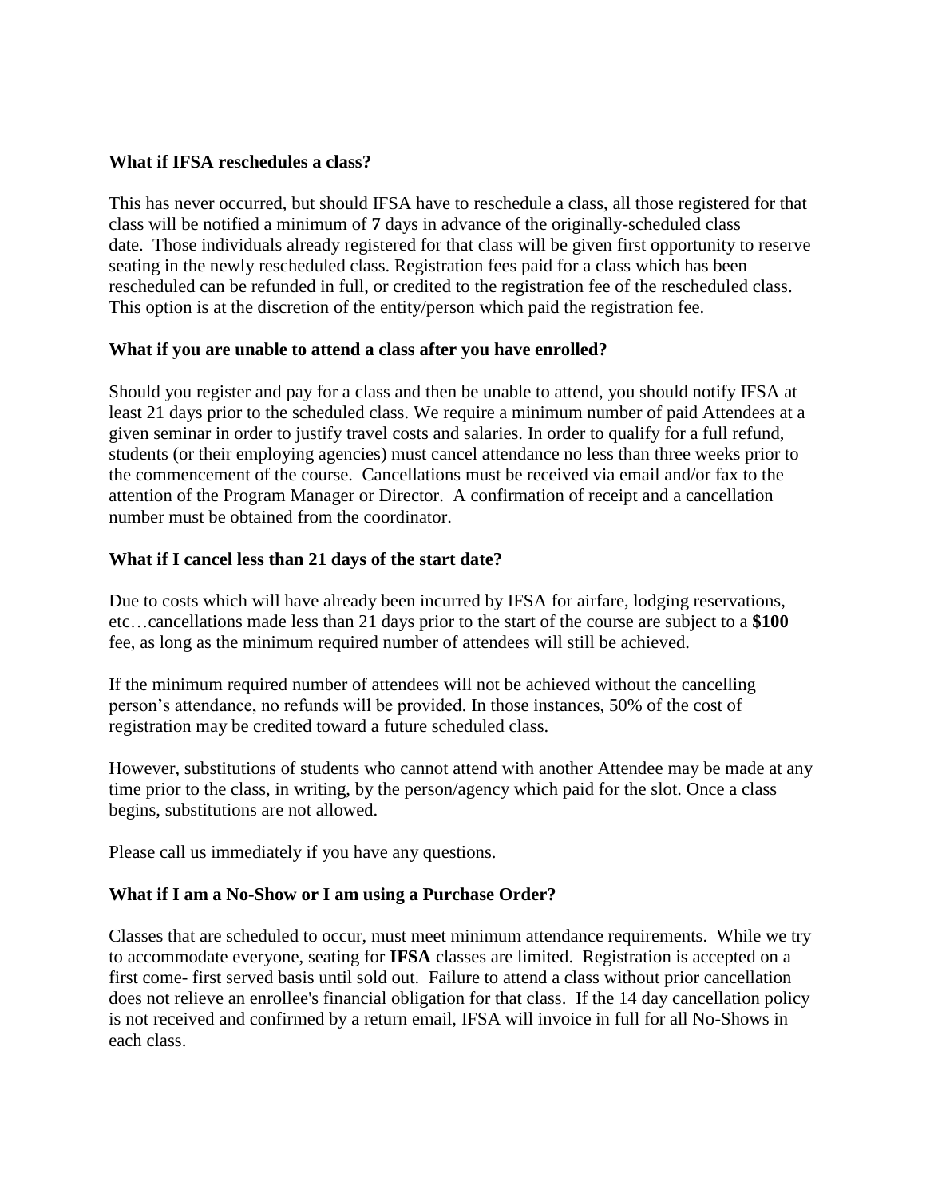**What if IFSA reschedules a class?**

This has never occurred, but should IFSA have to reschedule a class, all those registered for that class will be notified a minimum of **7** days in advance of the originally-scheduled class date. Those individuals already registered for that class will be given first opportunity to reserve seating in the newly rescheduled class. Registration fees paid for a class which has been rescheduled can be refunded in full, or credited to the registration fee of the rescheduled class. This option is at the discretion of the entity/person which paid the registration fee.

**What if you are unable to attend a class after you have enrolled?**

Should you register and pay for a class and then be unable to attend, you should notify IFSA at least 21 days prior to the scheduled class. We require a minimum number of paid Attendees at a given seminar in order to justify travel costs and salaries. In order to qualify for a full refund, students (or their employing agencies) must cancel attendance no less than three weeks prior to the commencement of the course. Cancellations must be received via email and/or fax to the attention of the Program Manager or Director. A confirmation of receipt and a cancellation number must be obtained from the coordinator.

**What if I cancel less than 21 days of the start date?**

Due to costs which will have already been incurred by IFSA for airfare, lodging reservations, etc…cancellations made less than 21 days prior to the start of the course are subject to a **$100** fee, as long as the minimum required number of attendees will still be achieved.

If the minimum required number of attendees will not be achieved without the cancelling person's attendance, no refunds will be provided. In those instances, 50% of the cost of registration may be credited toward a future scheduled class.

However, substitutions of students who cannot attend with another Attendee may be made at any time prior to the class, in writing, by the person/agency which paid for the slot. Once a class begins, substitutions are not allowed.

Please call us immediately if you have any questions.

**What if I am a No-Show or I am using a Purchase Order?**

Classes that are scheduled to occur, must meet minimum attendance requirements. While we try to accommodate everyone, seating for **IFSA** classes are limited. Registration is accepted on a first come- first served basis until sold out. Failure to attend a class without prior cancellation does not relieve an enrollee's financial obligation for that class. If the 14 day cancellation policy is not received and confirmed by a return email, IFSA will invoice in full for all No-Shows in each class.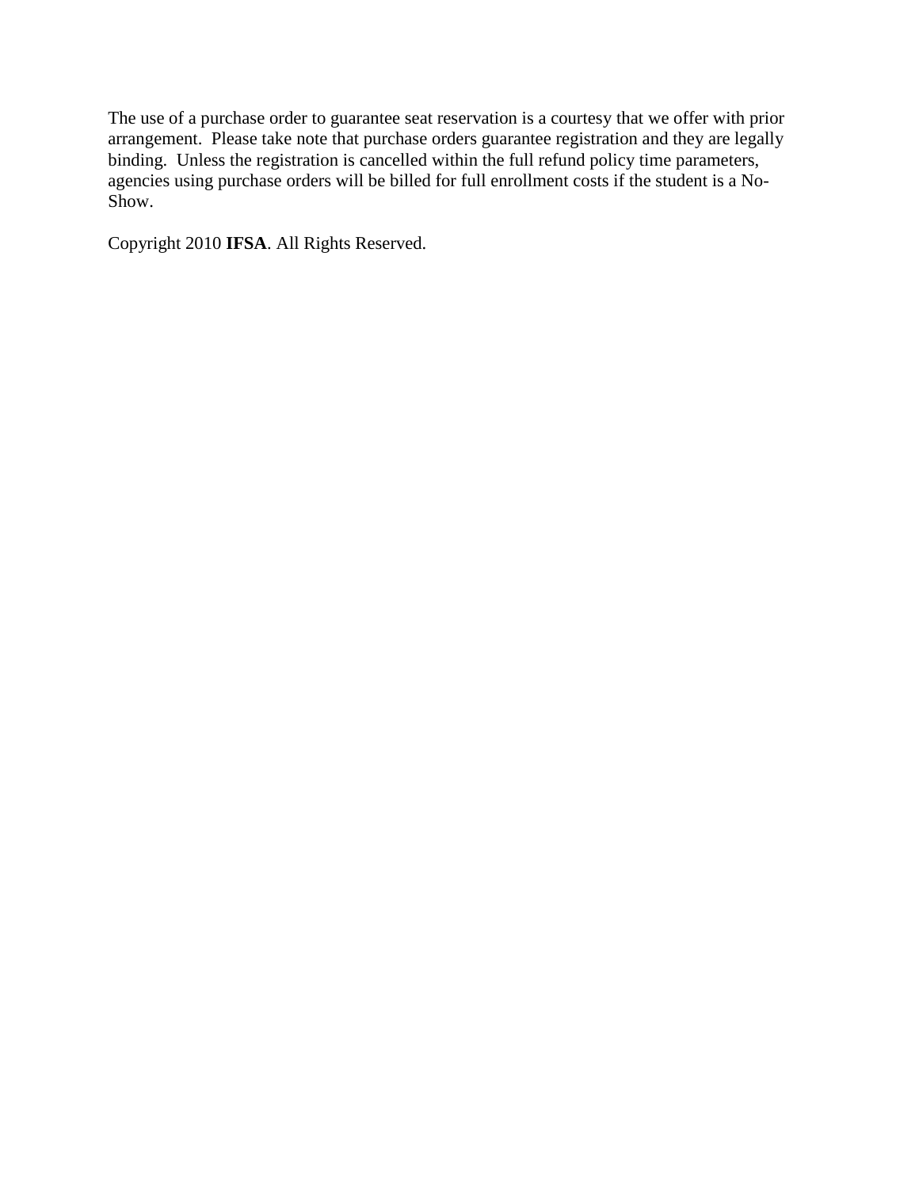The use of a purchase order to guarantee seat reservation is a courtesy that we offer with prior arrangement. Please take note that purchase orders guarantee registration and they are legally binding. Unless the registration is cancelled within the full refund policy time parameters, agencies using purchase orders will be billed for full enrollment costs if the student is a No-Show.

Copyright 2010 **IFSA**. All Rights Reserved.